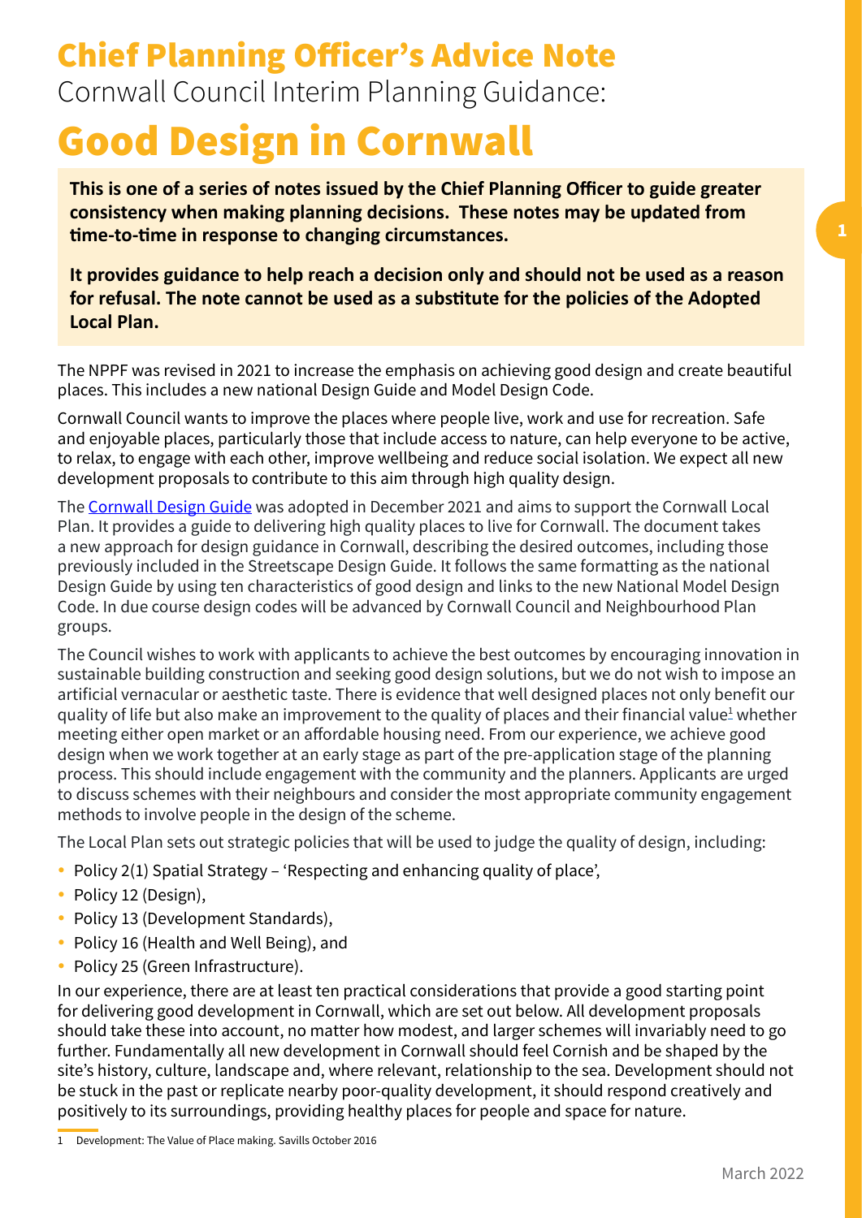# Chief Planning Officer's Advice Note

Cornwall Council Interim Planning Guidance:

# Good Design in Cornwall

**This is one of a series of notes issued by the Chief Planning Officer to guide greater consistency when making planning decisions. These notes may be updated from time-to-time in response to changing circumstances.**

**It provides guidance to help reach a decision only and should not be used as a reason for refusal. The note cannot be used as a substitute for the policies of the Adopted Local Plan.**

The NPPF was revised in 2021 to increase the emphasis on achieving good design and create beautiful places. This includes a new national Design Guide and Model Design Code.

Cornwall Council wants to improve the places where people live, work and use for recreation. Safe and enjoyable places, particularly those that include access to nature, can help everyone to be active, to relax, to engage with each other, improve wellbeing and reduce social isolation. We expect all new development proposals to contribute to this aim through high quality design.

The Cornwall Design Guide was adopted in December 2021 and aims to support the Cornwall Local Plan. It provides a guide to delivering high quality places to live for Cornwall. The document takes a new approach for design guidance in Cornwall, describing the desired outcomes, including those previously included in the Streetscape Design Guide. It follows the same formatting as the national Design Guide by using ten characteristics of good design and links to the new National Model Design Code. In due course design codes will be advanced by Cornwall Council and Neighbourhood Plan groups.

The Council wishes to work with applicants to achieve the best outcomes by encouraging innovation in sustainable building construction and seeking good design solutions, but we do not wish to impose an artificial vernacular or aesthetic taste. There is evidence that well designed places not only benefit our quality of life but also make an improvement to the quality of places and their financial value[1] whether meeting either open market or an affordable housing need. From our experience, we achieve good design when we work together at an early stage as part of the pre-application stage of the planning process. This should include engagement with the community and the planners. Applicants are urged to discuss schemes with their neighbours and consider the most appropriate community engagement methods to involve people in the design of the scheme.

The Local Plan sets out strategic policies that will be used to judge the quality of design, including:

- Policy 2(1) Spatial Strategy – 'Respecting and enhancing quality of place',
- Policy 12 (Design),
- Policy 13 (Development Standards),
- Policy 16 (Health and Well Being), and
- Policy 25 (Green Infrastructure).

In our experience, there are at least ten practical considerations that provide a good starting point for delivering good development in Cornwall, which are set out below. All development proposals should take these into account, no matter how modest, and larger schemes will invariably need to go further. Fundamentally all new development in Cornwall should feel Cornish and be shaped by the site's history, culture, landscape and, where relevant, relationship to the sea. Development should not be stuck in the past or replicate nearby poor-quality development, it should respond creatively and positively to its surroundings, providing healthy places for people and space for nature.

1 Development: The Value of Place making. Savills October 2016

March 2022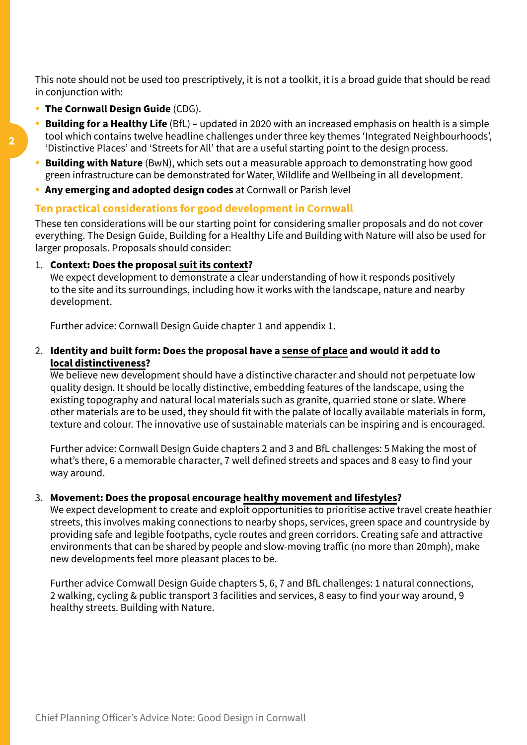This note should not be used too prescriptively, it is not a toolkit, it is a broad guide that should be read in conjunction with:

- **The Cornwall Design Guide** (CDG).
- **Building for a Healthy Life** (BfL) – updated in 2020 with an increased emphasis on health is a simple tool which contains twelve headline challenges under three key themes 'Integrated Neighbourhoods', 'Distinctive Places' and 'Streets for All' that are a useful starting point to the design process.
- **Building with Nature** (BwN), which sets out a measurable approach to demonstrating how good green infrastructure can be demonstrated for Water, Wildlife and Wellbeing in all development.
- **Any emerging and adopted design codes** at Cornwall or Parish level

## Ten practical considerations for good development in Cornwall

These ten considerations will be our starting point for considering smaller proposals and do not cover everything. The Design Guide, Building for a Healthy Life and Building with Nature will also be used for larger proposals. Proposals should consider:

1. **Context: Does the proposal suit its context?**
   We expect development to demonstrate a clear understanding of how it responds positively to the site and its surroundings, including how it works with the landscape, nature and nearby development.

   Further advice: Cornwall Design Guide chapter 1 and appendix 1.

2. **Identity and built form: Does the proposal have a sense of place and would it add to local distinctiveness?**
   We believe new development should have a distinctive character and should not perpetuate low quality design. It should be locally distinctive, embedding features of the landscape, using the existing topography and natural local materials such as granite, quarried stone or slate. Where other materials are to be used, they should fit with the palate of locally available materials in form, texture and colour. The innovative use of sustainable materials can be inspiring and is encouraged.

   Further advice: Cornwall Design Guide chapters 2 and 3 and BfL challenges: 5 Making the most of what's there, 6 a memorable character, 7 well defined streets and spaces and 8 easy to find your way around.

3. **Movement: Does the proposal encourage healthy movement and lifestyles?**
   We expect development to create and exploit opportunities to prioritise active travel create heathier streets, this involves making connections to nearby shops, services, green space and countryside by providing safe and legible footpaths, cycle routes and green corridors. Creating safe and attractive environments that can be shared by people and slow-moving traffic (no more than 20mph), make new developments feel more pleasant places to be.

   Further advice Cornwall Design Guide chapters 5, 6, 7 and BfL challenges: 1 natural connections, 2 walking, cycling & public transport 3 facilities and services, 8 easy to find your way around, 9 healthy streets. Building with Nature.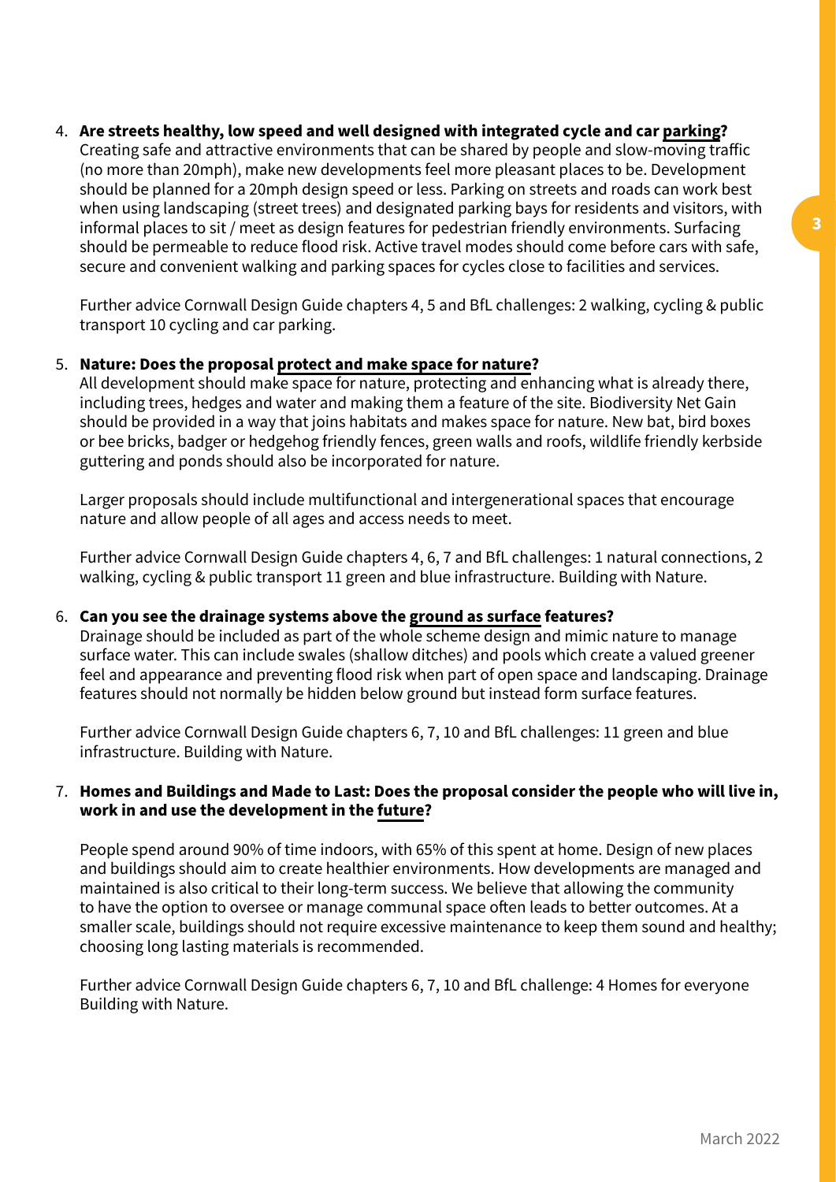4. **Are streets healthy, low speed and well designed with integrated cycle and car parking?**
   Creating safe and attractive environments that can be shared by people and slow-moving traffic (no more than 20mph), make new developments feel more pleasant places to be. Development should be planned for a 20mph design speed or less. Parking on streets and roads can work best when using landscaping (street trees) and designated parking bays for residents and visitors, with informal places to sit / meet as design features for pedestrian friendly environments. Surfacing should be permeable to reduce flood risk. Active travel modes should come before cars with safe, secure and convenient walking and parking spaces for cycles close to facilities and services.

   Further advice Cornwall Design Guide chapters 4, 5 and BfL challenges: 2 walking, cycling & public transport 10 cycling and car parking.

5. **Nature: Does the proposal protect and make space for nature?**
   All development should make space for nature, protecting and enhancing what is already there, including trees, hedges and water and making them a feature of the site. Biodiversity Net Gain should be provided in a way that joins habitats and makes space for nature. New bat, bird boxes or bee bricks, badger or hedgehog friendly fences, green walls and roofs, wildlife friendly kerbside guttering and ponds should also be incorporated for nature.

   Larger proposals should include multifunctional and intergenerational spaces that encourage nature and allow people of all ages and access needs to meet.

   Further advice Cornwall Design Guide chapters 4, 6, 7 and BfL challenges: 1 natural connections, 2 walking, cycling & public transport 11 green and blue infrastructure. Building with Nature.

6. **Can you see the drainage systems above the ground as surface features?**
   Drainage should be included as part of the whole scheme design and mimic nature to manage surface water. This can include swales (shallow ditches) and pools which create a valued greener feel and appearance and preventing flood risk when part of open space and landscaping. Drainage features should not normally be hidden below ground but instead form surface features.

   Further advice Cornwall Design Guide chapters 6, 7, 10 and BfL challenges: 11 green and blue infrastructure. Building with Nature.

7. **Homes and Buildings and Made to Last: Does the proposal consider the people who will live in, work in and use the development in the future?**

   People spend around 90% of time indoors, with 65% of this spent at home. Design of new places and buildings should aim to create healthier environments. How developments are managed and maintained is also critical to their long-term success. We believe that allowing the community to have the option to oversee or manage communal space often leads to better outcomes. At a smaller scale, buildings should not require excessive maintenance to keep them sound and healthy; choosing long lasting materials is recommended.

   Further advice Cornwall Design Guide chapters 6, 7, 10 and BfL challenge: 4 Homes for everyone Building with Nature.

March 2022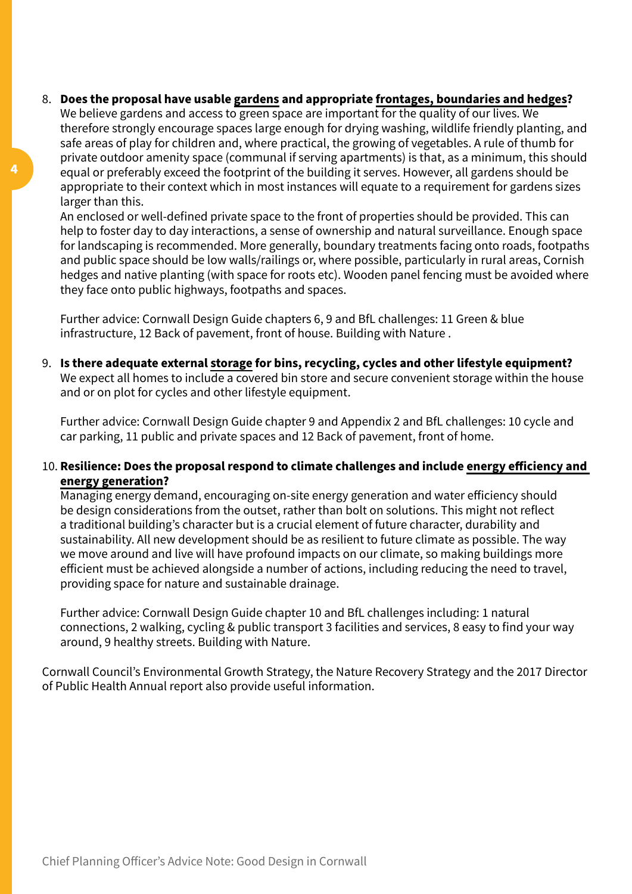8. **Does the proposal have usable gardens and appropriate frontages, boundaries and hedges?**
   We believe gardens and access to green space are important for the quality of our lives. We therefore strongly encourage spaces large enough for drying washing, wildlife friendly planting, and safe areas of play for children and, where practical, the growing of vegetables. A rule of thumb for private outdoor amenity space (communal if serving apartments) is that, as a minimum, this should equal or preferably exceed the footprint of the building it serves. However, all gardens should be appropriate to their context which in most instances will equate to a requirement for gardens sizes larger than this.
   An enclosed or well-defined private space to the front of properties should be provided. This can help to foster day to day interactions, a sense of ownership and natural surveillance. Enough space for landscaping is recommended. More generally, boundary treatments facing onto roads, footpaths and public space should be low walls/railings or, where possible, particularly in rural areas, Cornish hedges and native planting (with space for roots etc). Wooden panel fencing must be avoided where they face onto public highways, footpaths and spaces.

   Further advice: Cornwall Design Guide chapters 6, 9 and BfL challenges: 11 Green & blue infrastructure, 12 Back of pavement, front of house. Building with Nature .

9. **Is there adequate external storage for bins, recycling, cycles and other lifestyle equipment?**
   We expect all homes to include a covered bin store and secure convenient storage within the house and or on plot for cycles and other lifestyle equipment.

   Further advice: Cornwall Design Guide chapter 9 and Appendix 2 and BfL challenges: 10 cycle and car parking, 11 public and private spaces and 12 Back of pavement, front of home.

10. **Resilience: Does the proposal respond to climate challenges and include energy efficiency and energy generation?**
    Managing energy demand, encouraging on-site energy generation and water efficiency should be design considerations from the outset, rather than bolt on solutions. This might not reflect a traditional building's character but is a crucial element of future character, durability and sustainability. All new development should be as resilient to future climate as possible. The way we move around and live will have profound impacts on our climate, so making buildings more efficient must be achieved alongside a number of actions, including reducing the need to travel, providing space for nature and sustainable drainage.

    Further advice: Cornwall Design Guide chapter 10 and BfL challenges including: 1 natural connections, 2 walking, cycling & public transport 3 facilities and services, 8 easy to find your way around, 9 healthy streets. Building with Nature.

Cornwall Council's Environmental Growth Strategy, the Nature Recovery Strategy and the 2017 Director of Public Health Annual report also provide useful information.